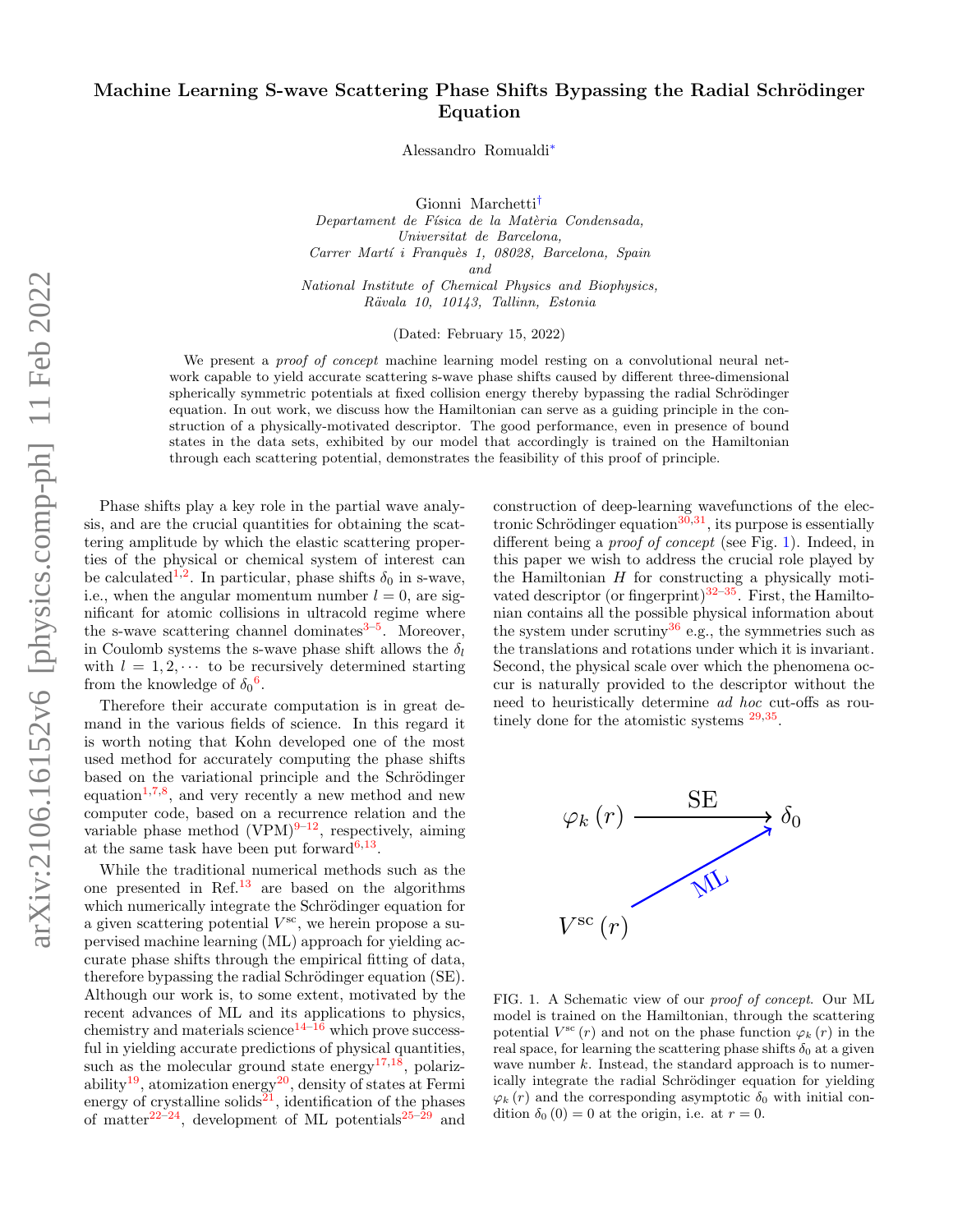# Machine Learning S-wave Scattering Phase Shifts Bypassing the Radial Schrödinger Equation

Alessandro Romualdi[*]

Gionni Marchetti[†]

*Departament de Física de la Matèria Condensada, Universitat de Barcelona, Carrer Martí i Franquès 1, 08028, Barcelona, Spain*
*and*
*National Institute of Chemical Physics and Biophysics, Rävala 10, 10143, Tallinn, Estonia*

(Dated: February 15, 2022)

We present a *proof of concept* machine learning model resting on a convolutional neural network capable to yield accurate scattering s-wave phase shifts caused by different three-dimensional spherically symmetric potentials at fixed collision energy thereby bypassing the radial Schrödinger equation. In out work, we discuss how the Hamiltonian can serve as a guiding principle in the construction of a physically-motivated descriptor. The good performance, even in presence of bound states in the data sets, exhibited by our model that accordingly is trained on the Hamiltonian through each scattering potential, demonstrates the feasibility of this proof of principle.

Phase shifts play a key role in the partial wave analysis, and are the crucial quantities for obtaining the scattering amplitude by which the elastic scattering properties of the physical or chemical system of interest can be calculated[1,2]. In particular, phase shifts $\delta_0$ in s-wave, i.e., when the angular momentum number $l = 0$, are significant for atomic collisions in ultracold regime where the s-wave scattering channel dominates[3–5]. Moreover, in Coulomb systems the s-wave phase shift allows the $\delta_l$ with $l = 1, 2, \cdots$ to be recursively determined starting from the knowledge of $\delta_0$[6].

Therefore their accurate computation is in great demand in the various fields of science. In this regard it is worth noting that Kohn developed one of the most used method for accurately computing the phase shifts based on the variational principle and the Schrödinger equation[1,7,8], and very recently a new method and new computer code, based on a recurrence relation and the variable phase method (VPM)[9–12], respectively, aiming at the same task have been put forward[6,13].

While the traditional numerical methods such as the one presented in Ref.[13] are based on the algorithms which numerically integrate the Schrödinger equation for a given scattering potential $V^{\mathrm{sc}}$, we herein propose a supervised machine learning (ML) approach for yielding accurate phase shifts through the empirical fitting of data, therefore bypassing the radial Schrödinger equation (SE). Although our work is, to some extent, motivated by the recent advances of ML and its applications to physics, chemistry and materials science[14–16] which prove successful in yielding accurate predictions of physical quantities, such as the molecular ground state energy[17,18], polarizability[19], atomization energy[20], density of states at Fermi energy of crystalline solids[21], identification of the phases of matter[22–24], development of ML potentials[25–29] and construction of deep-learning wavefunctions of the electronic Schrödinger equation[30,31], its purpose is essentially different being a *proof of concept* (see Fig. 1). Indeed, in this paper we wish to address the crucial role played by the Hamiltonian $H$ for constructing a physically motivated descriptor (or fingerprint)[32–35]. First, the Hamiltonian contains all the possible physical information about the system under scrutiny[36] e.g., the symmetries such as the translations and rotations under which it is invariant. Second, the physical scale over which the phenomena occur is naturally provided to the descriptor without the need to heuristically determine *ad hoc* cut-offs as routinely done for the atomistic systems [29,35].

$$\varphi_k(r) \xrightarrow{\text{SE}} \delta_0, \qquad V^{\mathrm{sc}}(r) \xrightarrow{\text{ML}} \delta_0$$

FIG. 1. A Schematic view of our *proof of concept*. Our ML model is trained on the Hamiltonian, through the scattering potential $V^{\mathrm{sc}}(r)$ and not on the phase function $\varphi_k(r)$ in the real space, for learning the scattering phase shifts $\delta_0$ at a given wave number $k$. Instead, the standard approach is to numerically integrate the radial Schrödinger equation for yielding $\varphi_k(r)$ and the corresponding asymptotic $\delta_0$ with initial condition $\delta_0(0) = 0$ at the origin, i.e. at $r = 0$.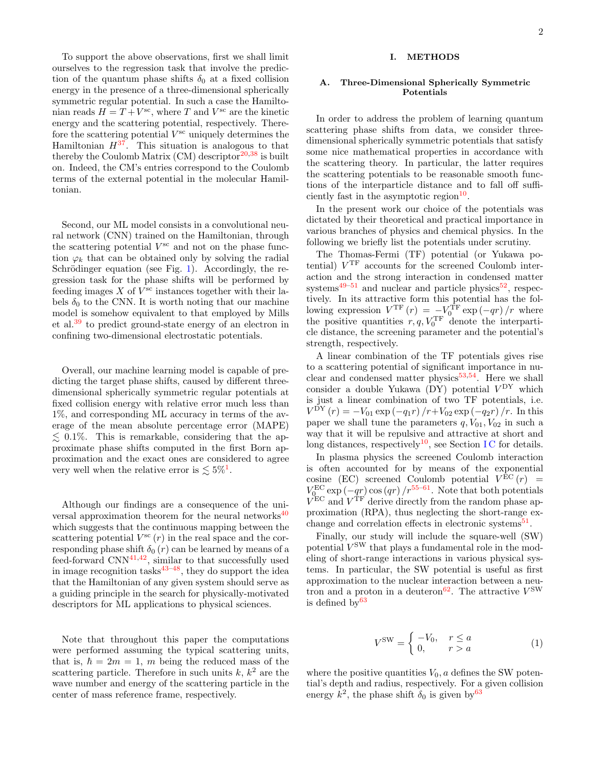To support the above observations, first we shall limit ourselves to the regression task that involve the prediction of the quantum phase shifts $\delta_0$ at a fixed collision energy in the presence of a three-dimensional spherically symmetric regular potential. In such a case the Hamiltonian reads $H = T + V^{\rm sc}$, where $T$ and $V^{\rm sc}$ are the kinetic energy and the scattering potential, respectively. Therefore the scattering potential $V^{\rm sc}$ uniquely determines the Hamiltonian $H$[37]. This situation is analogous to that thereby the Coulomb Matrix (CM) descriptor[20,38] is built on. Indeed, the CM's entries correspond to the Coulomb terms of the external potential in the molecular Hamiltonian.

Second, our ML model consists in a convolutional neural network (CNN) trained on the Hamiltonian, through the scattering potential $V^{\rm sc}$ and not on the phase function $\varphi_k$ that can be obtained only by solving the radial Schrödinger equation (see Fig. 1). Accordingly, the regression task for the phase shifts will be performed by feeding images $X$ of $V^{\rm sc}$ instances together with their labels $\delta_0$ to the CNN. It is worth noting that our machine model is somehow equivalent to that employed by Mills et al.[39] to predict ground-state energy of an electron in confining two-dimensional electrostatic potentials.

Overall, our machine learning model is capable of predicting the target phase shifts, caused by different three-dimensional spherically symmetric regular potentials at fixed collision energy with relative error much less than 1%, and corresponding ML accuracy in terms of the average of the mean absolute percentage error (MAPE) $\lesssim$ 0.1%. This is remarkable, considering that the approximate phase shifts computed in the first Born approximation and the exact ones are considered to agree very well when the relative error is $\lesssim 5\%$[1].

Although our findings are a consequence of the universal approximation theorem for the neural networks[40] which suggests that the continuous mapping between the scattering potential $V^{\rm sc}(r)$ in the real space and the corresponding phase shift $\delta_0(r)$ can be learned by means of a feed-forward CNN[41,42], similar to that successfully used in image recognition tasks[43–48], they do support the idea that the Hamiltonian of any given system should serve as a guiding principle in the search for physically-motivated descriptors for ML applications to physical sciences.

Note that throughout this paper the computations were performed assuming the typical scattering units, that is, $\hbar = 2m = 1$, $m$ being the reduced mass of the scattering particle. Therefore in such units $k$, $k^2$ are the wave number and energy of the scattering particle in the center of mass reference frame, respectively.

# I. METHODS

## A. Three-Dimensional Spherically Symmetric Potentials

In order to address the problem of learning quantum scattering phase shifts from data, we consider three-dimensional spherically symmetric potentials that satisfy some nice mathematical properties in accordance with the scattering theory. In particular, the latter requires the scattering potentials to be reasonable smooth functions of the interparticle distance and to fall off sufficiently fast in the asymptotic region[10].

In the present work our choice of the potentials was dictated by their theoretical and practical importance in various branches of physics and chemical physics. In the following we briefly list the potentials under scrutiny.

The Thomas-Fermi (TF) potential (or Yukawa potential) $V^{\rm TF}$ accounts for the screened Coulomb interaction and the strong interaction in condensed matter systems[49–51] and nuclear and particle physics[52], respectively. In its attractive form this potential has the following expression $V^{\rm TF}(r) = -V_0^{\rm TF}\exp(-qr)/r$ where the positive quantities $r, q, V_0^{\rm TF}$ denote the interparticle distance, the screening parameter and the potential's strength, respectively.

A linear combination of the TF potentials gives rise to a scattering potential of significant importance in nuclear and condensed matter physics[53,54]. Here we shall consider a double Yukawa (DY) potential $V^{\rm DY}$ which is just a linear combination of two TF potentials, i.e. $V^{\rm DY}(r) = -V_{01}\exp(-q_1 r)/r + V_{02}\exp(-q_2 r)/r$. In this paper we shall tune the parameters $q, V_{01}, V_{02}$ in such a way that it will be repulsive and attractive at short and long distances, respectively[10], see Section I C for details.

In plasma physics the screened Coulomb interaction is often accounted for by means of the exponential cosine (EC) screened Coulomb potential $V^{\rm EC}(r) = V_0^{\rm EC}\exp(-qr)\cos(qr)/r$[55–61]. Note that both potentials $V^{\rm EC}$ and $V^{\rm TF}$ derive directly from the random phase approximation (RPA), thus neglecting the short-range exchange and correlation effects in electronic systems[51].

Finally, our study will include the square-well (SW) potential $V^{\rm SW}$ that plays a fundamental role in the modeling of short-range interactions in various physical systems. In particular, the SW potential is useful as first approximation to the nuclear interaction between a neutron and a proton in a deuteron[62]. The attractive $V^{\rm SW}$ is defined by[63]

$$V^{\rm SW} = \begin{cases} -V_0, & r \leq a \\ 0, & r > a \end{cases} \tag{1}$$

where the positive quantities $V_0, a$ defines the SW potential's depth and radius, respectively. For a given collision energy $k^2$, the phase shift $\delta_0$ is given by[63]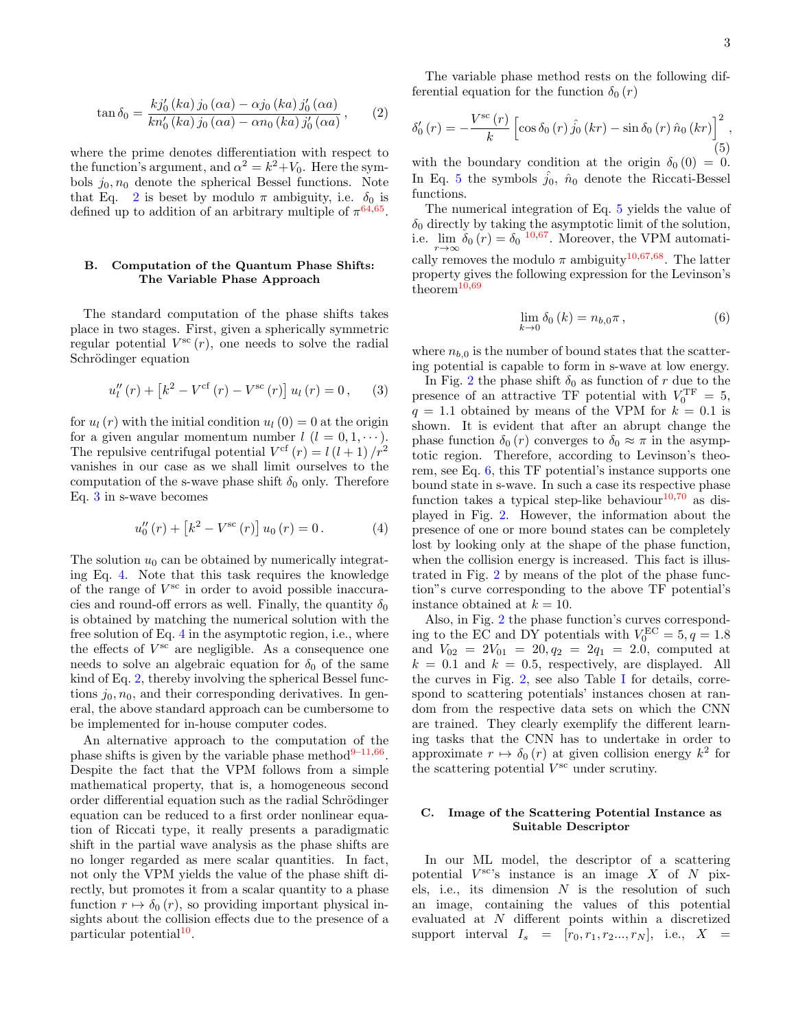$$\tan \delta_0 = \frac{k j_0' (ka) j_0 (\alpha a) - \alpha j_0 (ka) j_0' (\alpha a)}{k n_0' (ka) j_0 (\alpha a) - \alpha n_0 (ka) j_0' (\alpha a)}, \quad (2)$$

where the prime denotes differentiation with respect to the function's argument, and $\alpha^2 = k^2 + V_0$. Here the symbols $j_0, n_0$ denote the spherical Bessel functions. Note that Eq. 2 is beset by modulo $\pi$ ambiguity, i.e. $\delta_0$ is defined up to addition of an arbitrary multiple of $\pi$[64,65].

### B. Computation of the Quantum Phase Shifts: The Variable Phase Approach

The standard computation of the phase shifts takes place in two stages. First, given a spherically symmetric regular potential $V^{\mathrm{sc}}(r)$, one needs to solve the radial Schrödinger equation

$$u_l'' (r) + \left[k^2 - V^{\mathrm{cf}}(r) - V^{\mathrm{sc}}(r)\right] u_l (r) = 0, \quad (3)$$

for $u_l(r)$ with the initial condition $u_l(0) = 0$ at the origin for a given angular momentum number $l$ $(l = 0, 1, \cdots)$. The repulsive centrifugal potential $V^{\mathrm{cf}}(r) = l(l+1)/r^2$ vanishes in our case as we shall limit ourselves to the computation of the s-wave phase shift $\delta_0$ only. Therefore Eq. 3 in s-wave becomes

$$u_0'' (r) + \left[k^2 - V^{\mathrm{sc}}(r)\right] u_0 (r) = 0. \quad (4)$$

The solution $u_0$ can be obtained by numerically integrating Eq. 4. Note that this task requires the knowledge of the range of $V^{\mathrm{sc}}$ in order to avoid possible inaccuracies and round-off errors as well. Finally, the quantity $\delta_0$ is obtained by matching the numerical solution with the free solution of Eq. 4 in the asymptotic region, i.e., where the effects of $V^{\mathrm{sc}}$ are negligible. As a consequence one needs to solve an algebraic equation for $\delta_0$ of the same kind of Eq. 2, thereby involving the spherical Bessel functions $j_0, n_0$, and their corresponding derivatives. In general, the above standard approach can be cumbersome to be implemented for in-house computer codes.

An alternative approach to the computation of the phase shifts is given by the variable phase method[9–11,66]. Despite the fact that the VPM follows from a simple mathematical property, that is, a homogeneous second order differential equation such as the radial Schrödinger equation can be reduced to a first order nonlinear equation of Riccati type, it really presents a paradigmatic shift in the partial wave analysis as the phase shifts are no longer regarded as mere scalar quantities. In fact, not only the VPM yields the value of the phase shift directly, but promotes it from a scalar quantity to a phase function $r \mapsto \delta_0(r)$, so providing important physical insights about the collision effects due to the presence of a particular potential[10].

The variable phase method rests on the following differential equation for the function $\delta_0(r)$

$$\delta_0' (r) = -\frac{V^{\mathrm{sc}}(r)}{k}\left[\cos \delta_0 (r)\, \hat{j}_0 (kr) - \sin \delta_0 (r)\, \hat{n}_0 (kr)\right]^2, \quad (5)$$

with the boundary condition at the origin $\delta_0(0) = 0$. In Eq. 5 the symbols $\hat{j}_0$, $\hat{n}_0$ denote the Riccati-Bessel functions.

The numerical integration of Eq. 5 yields the value of $\delta_0$ directly by taking the asymptotic limit of the solution, i.e. $\lim_{r\to\infty} \delta_0(r) = \delta_0$ [10,67]. Moreover, the VPM automatically removes the modulo $\pi$ ambiguity[10,67,68]. The latter property gives the following expression for the Levinson's theorem[10,69]

$$\lim_{k\to 0} \delta_0 (k) = n_{b,0}\pi, \quad (6)$$

where $n_{b,0}$ is the number of bound states that the scattering potential is capable to form in s-wave at low energy.

In Fig. 2 the phase shift $\delta_0$ as function of $r$ due to the presence of an attractive TF potential with $V_0^{\mathrm{TF}} = 5$, $q = 1.1$ obtained by means of the VPM for $k = 0.1$ is shown. It is evident that after an abrupt change the phase function $\delta_0(r)$ converges to $\delta_0 \approx \pi$ in the asymptotic region. Therefore, according to Levinson's theorem, see Eq. 6, this TF potential's instance supports one bound state in s-wave. In such a case its respective phase function takes a typical step-like behaviour[10,70] as displayed in Fig. 2. However, the information about the presence of one or more bound states can be completely lost by looking only at the shape of the phase function, when the collision energy is increased. This fact is illustrated in Fig. 2 by means of the plot of the phase function"s curve corresponding to the above TF potential's instance obtained at $k = 10$.

Also, in Fig. 2 the phase function's curves corresponding to the EC and DY potentials with $V_0^{\mathrm{EC}} = 5, q = 1.8$ and $V_{02} = 2V_{01} = 20, q_2 = 2q_1 = 2.0$, computed at $k = 0.1$ and $k = 0.5$, respectively, are displayed. All the curves in Fig. 2, see also Table I for details, correspond to scattering potentials' instances chosen at random from the respective data sets on which the CNN are trained. They clearly exemplify the different learning tasks that the CNN has to undertake in order to approximate $r \mapsto \delta_0(r)$ at given collision energy $k^2$ for the scattering potential $V^{\mathrm{sc}}$ under scrutiny.

### C. Image of the Scattering Potential Instance as Suitable Descriptor

In our ML model, the descriptor of a scattering potential $V^{\mathrm{sc}}$'s instance is an image $X$ of $N$ pixels, i.e., its dimension $N$ is the resolution of such an image, containing the values of this potential evaluated at $N$ different points within a discretized support interval $I_s = [r_0, r_1, r_2 ..., r_N]$, i.e., $X =$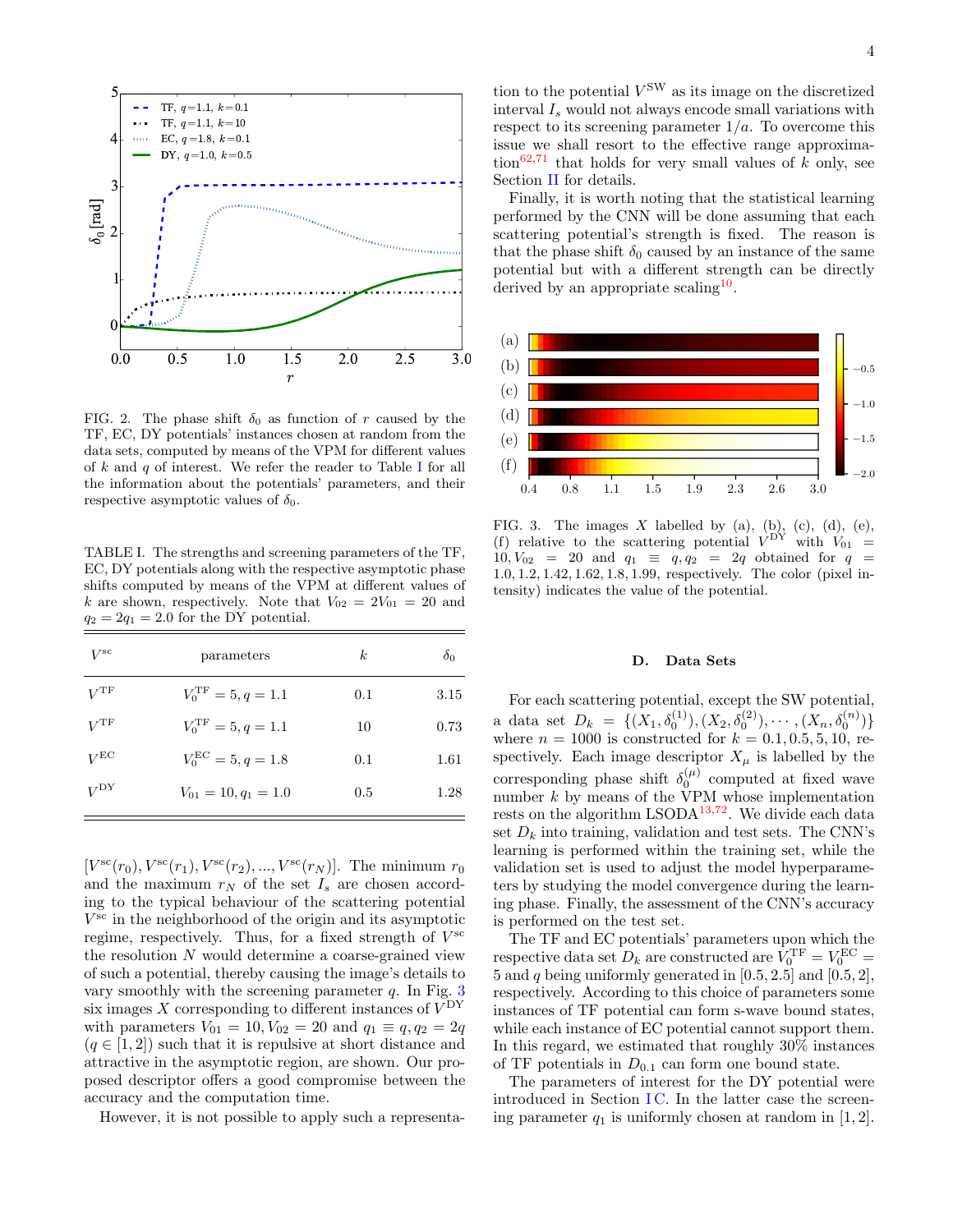FIG. 2. The phase shift $\delta_0$ as function of $r$ caused by the TF, EC, DY potentials' instances chosen at random from the data sets, computed by means of the VPM for different values of $k$ and $q$ of interest. We refer the reader to Table I for all the information about the potentials' parameters, and their respective asymptotic values of $\delta_0$.

TABLE I. The strengths and screening parameters of the TF, EC, DY potentials along with the respective asymptotic phase shifts computed by means of the VPM at different values of $k$ are shown, respectively. Note that $V_{02} = 2V_{01} = 20$ and $q_2 = 2q_1 = 2.0$ for the DY potential.

| $V^{\rm sc}$ | parameters | $k$ | $\delta_0$ |
|---|---|---|---|
| $V^{\rm TF}$ | $V_0^{\rm TF} = 5, q = 1.1$ | 0.1 | 3.15 |
| $V^{\rm TF}$ | $V_0^{\rm TF} = 5, q = 1.1$ | 10 | 0.73 |
| $V^{\rm EC}$ | $V_0^{\rm EC} = 5, q = 1.8$ | 0.1 | 1.61 |
| $V^{\rm DY}$ | $V_{01} = 10, q_1 = 1.0$ | 0.5 | 1.28 |

$[V^{\rm sc}(r_0), V^{\rm sc}(r_1), V^{\rm sc}(r_2), ..., V^{\rm sc}(r_N)]$. The minimum $r_0$ and the maximum $r_N$ of the set $I_s$ are chosen according to the typical behaviour of the scattering potential $V^{\rm sc}$ in the neighborhood of the origin and its asymptotic regime, respectively. Thus, for a fixed strength of $V^{\rm sc}$ the resolution $N$ would determine a coarse-grained view of such a potential, thereby causing the image's details to vary smoothly with the screening parameter $q$. In Fig. 3 six images $X$ corresponding to different instances of $V^{\rm DY}$ with parameters $V_{01} = 10, V_{02} = 20$ and $q_1 \equiv q, q_2 = 2q$ ($q \in [1, 2]$) such that it is repulsive at short distance and attractive in the asymptotic region, are shown. Our proposed descriptor offers a good compromise between the accuracy and the computation time.

However, it is not possible to apply such a representation to the potential $V^{\rm SW}$ as its image on the discretized interval $I_s$ would not always encode small variations with respect to its screening parameter $1/a$. To overcome this issue we shall resort to the effective range approximation[62,71] that holds for very small values of $k$ only, see Section II for details.

Finally, it is worth noting that the statistical learning performed by the CNN will be done assuming that each scattering potential's strength is fixed. The reason is that the phase shift $\delta_0$ caused by an instance of the same potential but with a different strength can be directly derived by an appropriate scaling[10].

FIG. 3. The images $X$ labelled by (a), (b), (c), (d), (e), (f) relative to the scattering potential $V^{\rm DY}$ with $V_{01} = 10, V_{02} = 20$ and $q_1 \equiv q, q_2 = 2q$ obtained for $q = 1.0, 1.2, 1.42, 1.62, 1.8, 1.99$, respectively. The color (pixel intensity) indicates the value of the potential.

### D. Data Sets

For each scattering potential, except the SW potential, a data set $D_k = \{(X_1, \delta_0^{(1)}), (X_2, \delta_0^{(2)}), \cdots, (X_n, \delta_0^{(n)})\}$ where $n = 1000$ is constructed for $k = 0.1, 0.5, 5, 10$, respectively. Each image descriptor $X_\mu$ is labelled by the corresponding phase shift $\delta_0^{(\mu)}$ computed at fixed wave number $k$ by means of the VPM whose implementation rests on the algorithm LSODA[13,72]. We divide each data set $D_k$ into training, validation and test sets. The CNN's learning is performed within the training set, while the validation set is used to adjust the model hyperparameters by studying the model convergence during the learning phase. Finally, the assessment of the CNN's accuracy is performed on the test set.

The TF and EC potentials' parameters upon which the respective data set $D_k$ are constructed are $V_0^{\rm TF} = V_0^{\rm EC} = 5$ and $q$ being uniformly generated in $[0.5, 2.5]$ and $[0.5, 2]$, respectively. According to this choice of parameters some instances of TF potential can form s-wave bound states, while each instance of EC potential cannot support them. In this regard, we estimated that roughly 30% instances of TF potentials in $D_{0.1}$ can form one bound state.

The parameters of interest for the DY potential were introduced in Section I C. In the latter case the screening parameter $q_1$ is uniformly chosen at random in $[1, 2]$.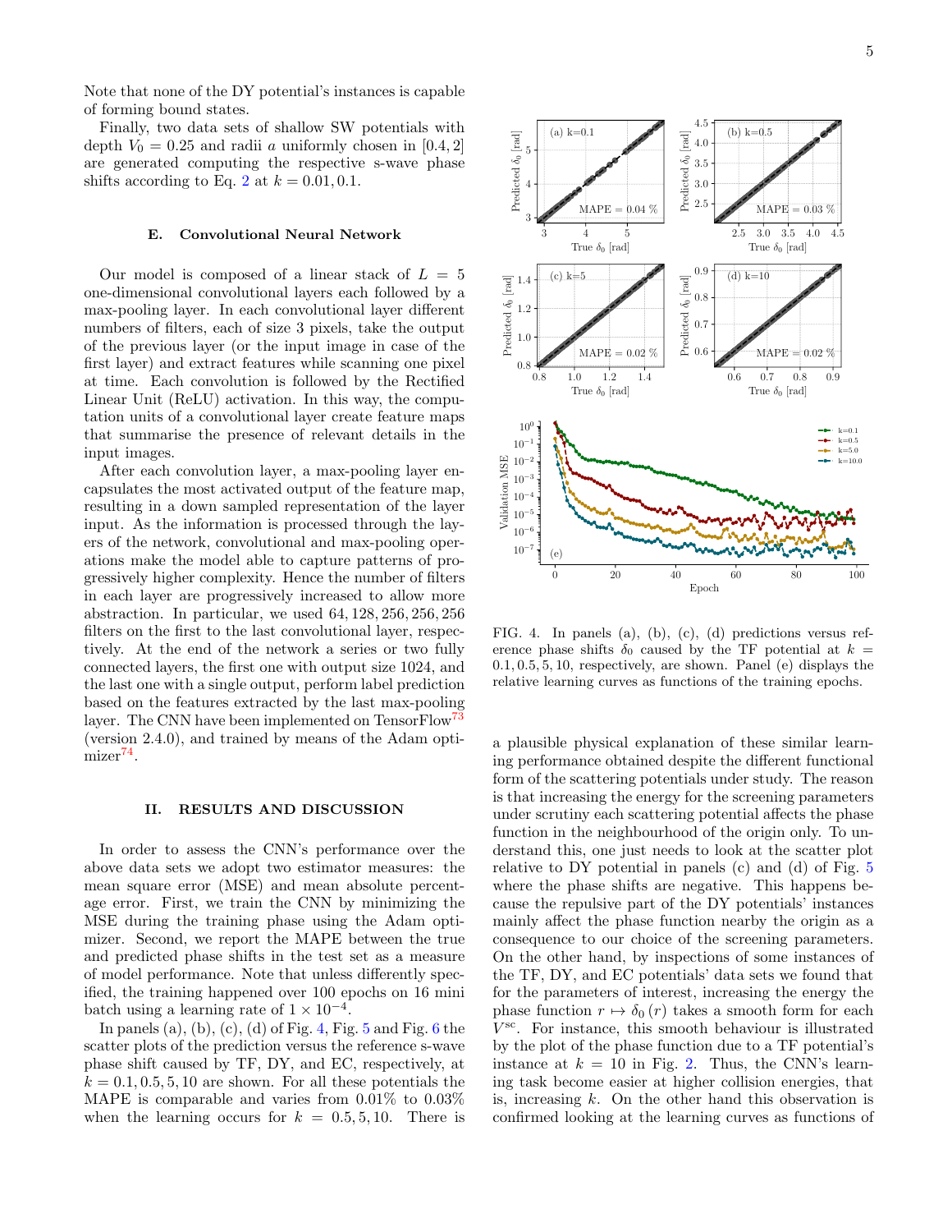Note that none of the DY potential's instances is capable of forming bound states.

Finally, two data sets of shallow SW potentials with depth $V_0 = 0.25$ and radii $a$ uniformly chosen in $[0.4, 2]$ are generated computing the respective s-wave phase shifts according to Eq. 2 at $k = 0.01, 0.1$.

### E. Convolutional Neural Network

Our model is composed of a linear stack of $L = 5$ one-dimensional convolutional layers each followed by a max-pooling layer. In each convolutional layer different numbers of filters, each of size 3 pixels, take the output of the previous layer (or the input image in case of the first layer) and extract features while scanning one pixel at time. Each convolution is followed by the Rectified Linear Unit (ReLU) activation. In this way, the computation units of a convolutional layer create feature maps that summarise the presence of relevant details in the input images.

After each convolution layer, a max-pooling layer encapsulates the most activated output of the feature map, resulting in a down sampled representation of the layer input. As the information is processed through the layers of the network, convolutional and max-pooling operations make the model able to capture patterns of progressively higher complexity. Hence the number of filters in each layer are progressively increased to allow more abstraction. In particular, we used 64, 128, 256, 256, 256 filters on the first to the last convolutional layer, respectively. At the end of the network a series or two fully connected layers, the first one with output size 1024, and the last one with a single output, perform label prediction based on the features extracted by the last max-pooling layer. The CNN have been implemented on TensorFlow[73] (version 2.4.0), and trained by means of the Adam optimizer[74].

## II. RESULTS AND DISCUSSION

In order to assess the CNN's performance over the above data sets we adopt two estimator measures: the mean square error (MSE) and mean absolute percentage error. First, we train the CNN by minimizing the MSE during the training phase using the Adam optimizer. Second, we report the MAPE between the true and predicted phase shifts in the test set as a measure of model performance. Note that unless differently specified, the training happened over 100 epochs on 16 mini batch using a learning rate of $1 \times 10^{-4}$.

In panels (a), (b), (c), (d) of Fig. 4, Fig. 5 and Fig. 6 the scatter plots of the prediction versus the reference s-wave phase shift caused by TF, DY, and EC, respectively, at $k = 0.1, 0.5, 5, 10$ are shown. For all these potentials the MAPE is comparable and varies from 0.01% to 0.03% when the learning occurs for $k = 0.5, 5, 10$. There is

FIG. 4. In panels (a), (b), (c), (d) predictions versus reference phase shifts $\delta_0$ caused by the TF potential at $k = 0.1, 0.5, 5, 10$, respectively, are shown. Panel (e) displays the relative learning curves as functions of the training epochs.

a plausible physical explanation of these similar learning performance obtained despite the different functional form of the scattering potentials under study. The reason is that increasing the energy for the screening parameters under scrutiny each scattering potential affects the phase function in the neighbourhood of the origin only. To understand this, one just needs to look at the scatter plot relative to DY potential in panels (c) and (d) of Fig. 5 where the phase shifts are negative. This happens because the repulsive part of the DY potentials' instances mainly affect the phase function nearby the origin as a consequence to our choice of the screening parameters. On the other hand, by inspections of some instances of the TF, DY, and EC potentials' data sets we found that for the parameters of interest, increasing the energy the phase function $r \mapsto \delta_0(r)$ takes a smooth form for each $V^{\text{sc}}$. For instance, this smooth behaviour is illustrated by the plot of the phase function due to a TF potential's instance at $k = 10$ in Fig. 2. Thus, the CNN's learning task become easier at higher collision energies, that is, increasing $k$. On the other hand this observation is confirmed looking at the learning curves as functions of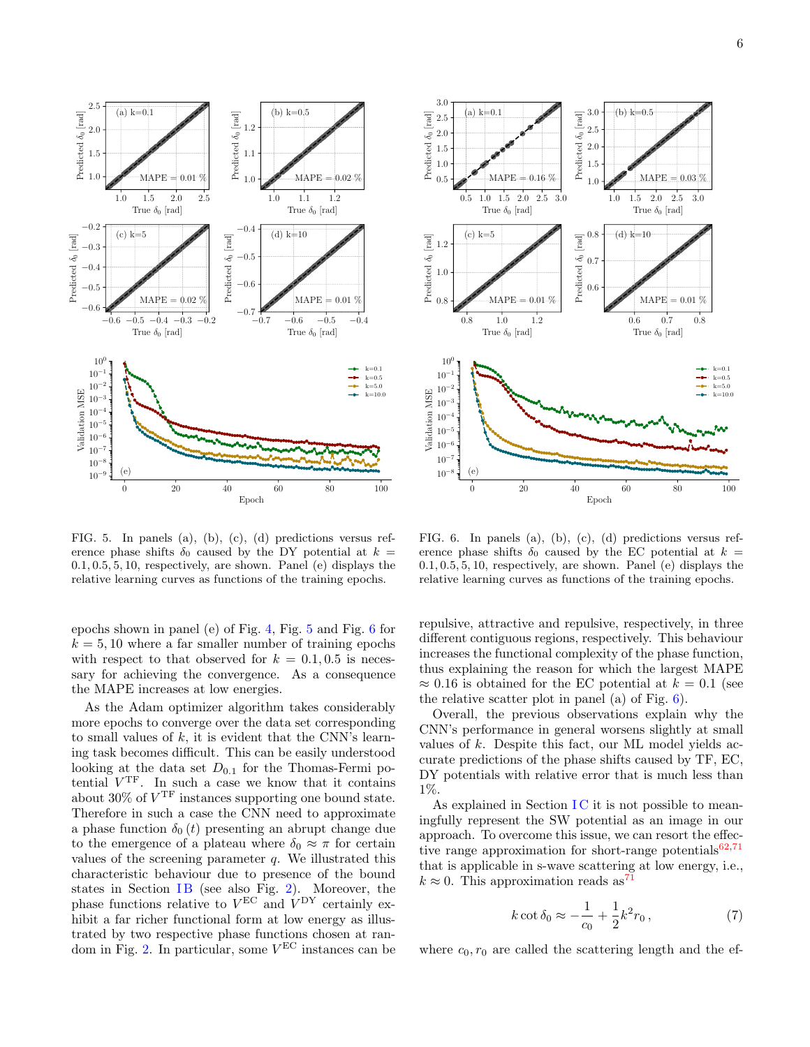FIG. 5. In panels (a), (b), (c), (d) predictions versus reference phase shifts $\delta_0$ caused by the DY potential at $k = 0.1, 0.5, 5, 10$, respectively, are shown. Panel (e) displays the relative learning curves as functions of the training epochs.

FIG. 6. In panels (a), (b), (c), (d) predictions versus reference phase shifts $\delta_0$ caused by the EC potential at $k = 0.1, 0.5, 5, 10$, respectively, are shown. Panel (e) displays the relative learning curves as functions of the training epochs.

epochs shown in panel (e) of Fig. 4, Fig. 5 and Fig. 6 for $k = 5, 10$ where a far smaller number of training epochs with respect to that observed for $k = 0.1, 0.5$ is necessary for achieving the convergence. As a consequence the MAPE increases at low energies.

As the Adam optimizer algorithm takes considerably more epochs to converge over the data set corresponding to small values of $k$, it is evident that the CNN's learning task becomes difficult. This can be easily understood looking at the data set $D_{0.1}$ for the Thomas-Fermi potential $V^{\mathrm{TF}}$. In such a case we know that it contains about 30% of $V^{\mathrm{TF}}$ instances supporting one bound state. Therefore in such a case the CNN need to approximate a phase function $\delta_0(t)$ presenting an abrupt change due to the emergence of a plateau where $\delta_0 \approx \pi$ for certain values of the screening parameter $q$. We illustrated this characteristic behaviour due to presence of the bound states in Section IB (see also Fig. 2). Moreover, the phase functions relative to $V^{\mathrm{EC}}$ and $V^{\mathrm{DY}}$ certainly exhibit a far richer functional form at low energy as illustrated by two respective phase functions chosen at random in Fig. 2. In particular, some $V^{\mathrm{EC}}$ instances can be repulsive, attractive and repulsive, respectively, in three different contiguous regions, respectively. This behaviour increases the functional complexity of the phase function, thus explaining the reason for which the largest MAPE $\approx 0.16$ is obtained for the EC potential at $k = 0.1$ (see the relative scatter plot in panel (a) of Fig. 6).

Overall, the previous observations explain why the CNN's performance in general worsens slightly at small values of $k$. Despite this fact, our ML model yields accurate predictions of the phase shifts caused by TF, EC, DY potentials with relative error that is much less than 1%.

As explained in Section IC it is not possible to meaningfully represent the SW potential as an image in our approach. To overcome this issue, we can resort the effective range approximation for short-range potentials[62,71] that is applicable in s-wave scattering at low energy, i.e., $k \approx 0$. This approximation reads as[71]

$$k \cot \delta_0 \approx -\frac{1}{c_0} + \frac{1}{2} k^2 r_0 \,, \tag{7}$$

where $c_0, r_0$ are called the scattering length and the ef-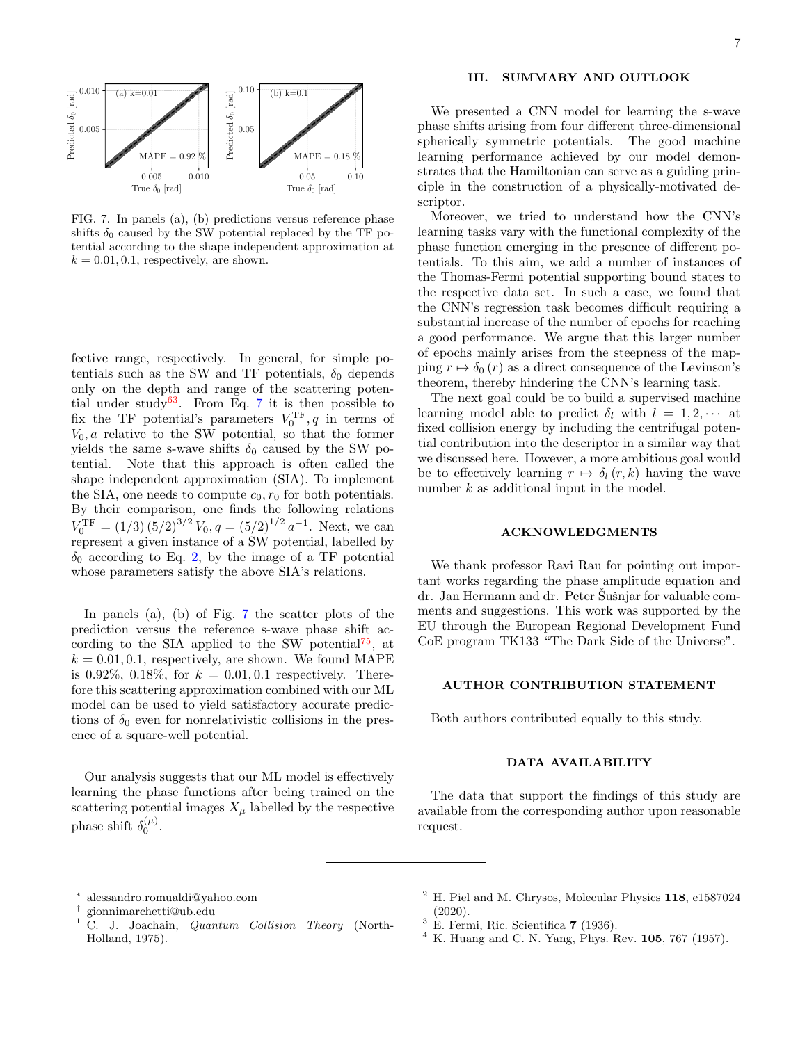FIG. 7. In panels (a), (b) predictions versus reference phase shifts $\delta_0$ caused by the SW potential replaced by the TF potential according to the shape independent approximation at $k = 0.01, 0.1$, respectively, are shown.

fective range, respectively. In general, for simple potentials such as the SW and TF potentials, $\delta_0$ depends only on the depth and range of the scattering potential under study[63]. From Eq. 7 it is then possible to fix the TF potential's parameters $V_0^{\mathrm{TF}}, q$ in terms of $V_0, a$ relative to the SW potential, so that the former yields the same s-wave shifts $\delta_0$ caused by the SW potential. Note that this approach is often called the shape independent approximation (SIA). To implement the SIA, one needs to compute $c_0, r_0$ for both potentials. By their comparison, one finds the following relations $V_0^{\mathrm{TF}} = (1/3)\,(5/2)^{3/2}\,V_0, q = (5/2)^{1/2}\,a^{-1}$. Next, we can represent a given instance of a SW potential, labelled by $\delta_0$ according to Eq. 2, by the image of a TF potential whose parameters satisfy the above SIA's relations.

In panels (a), (b) of Fig. 7 the scatter plots of the prediction versus the reference s-wave phase shift according to the SIA applied to the SW potential[75], at $k = 0.01, 0.1$, respectively, are shown. We found MAPE is 0.92%, 0.18%, for $k = 0.01, 0.1$ respectively. Therefore this scattering approximation combined with our ML model can be used to yield satisfactory accurate predictions of $\delta_0$ even for nonrelativistic collisions in the presence of a square-well potential.

Our analysis suggests that our ML model is effectively learning the phase functions after being trained on the scattering potential images $X_\mu$ labelled by the respective phase shift $\delta_0^{(\mu)}$.

## III. SUMMARY AND OUTLOOK

We presented a CNN model for learning the s-wave phase shifts arising from four different three-dimensional spherically symmetric potentials. The good machine learning performance achieved by our model demonstrates that the Hamiltonian can serve as a guiding principle in the construction of a physically-motivated descriptor.

Moreover, we tried to understand how the CNN's learning tasks vary with the functional complexity of the phase function emerging in the presence of different potentials. To this aim, we add a number of instances of the Thomas-Fermi potential supporting bound states to the respective data set. In such a case, we found that the CNN's regression task becomes difficult requiring a substantial increase of the number of epochs for reaching a good performance. We argue that this larger number of epochs mainly arises from the steepness of the mapping $r \mapsto \delta_0(r)$ as a direct consequence of the Levinson's theorem, thereby hindering the CNN's learning task.

The next goal could be to build a supervised machine learning model able to predict $\delta_l$ with $l = 1, 2, \cdots$ at fixed collision energy by including the centrifugal potential contribution into the descriptor in a similar way that we discussed here. However, a more ambitious goal would be to effectively learning $r \mapsto \delta_l(r, k)$ having the wave number $k$ as additional input in the model.

## ACKNOWLEDGMENTS

We thank professor Ravi Rau for pointing out important works regarding the phase amplitude equation and dr. Jan Hermann and dr. Peter Šušnjar for valuable comments and suggestions. This work was supported by the EU through the European Regional Development Fund CoE program TK133 "The Dark Side of the Universe".

## AUTHOR CONTRIBUTION STATEMENT

Both authors contributed equally to this study.

## DATA AVAILABILITY

The data that support the findings of this study are available from the corresponding author upon reasonable request.

---

* alessandro.romualdi@yahoo.com
† gionnimarchetti@ub.edu
[1] C. J. Joachain, *Quantum Collision Theory* (North-Holland, 1975).
[2] H. Piel and M. Chrysos, Molecular Physics **118**, e1587024 (2020).
[3] E. Fermi, Ric. Scientifica **7** (1936).
[4] K. Huang and C. N. Yang, Phys. Rev. **105**, 767 (1957).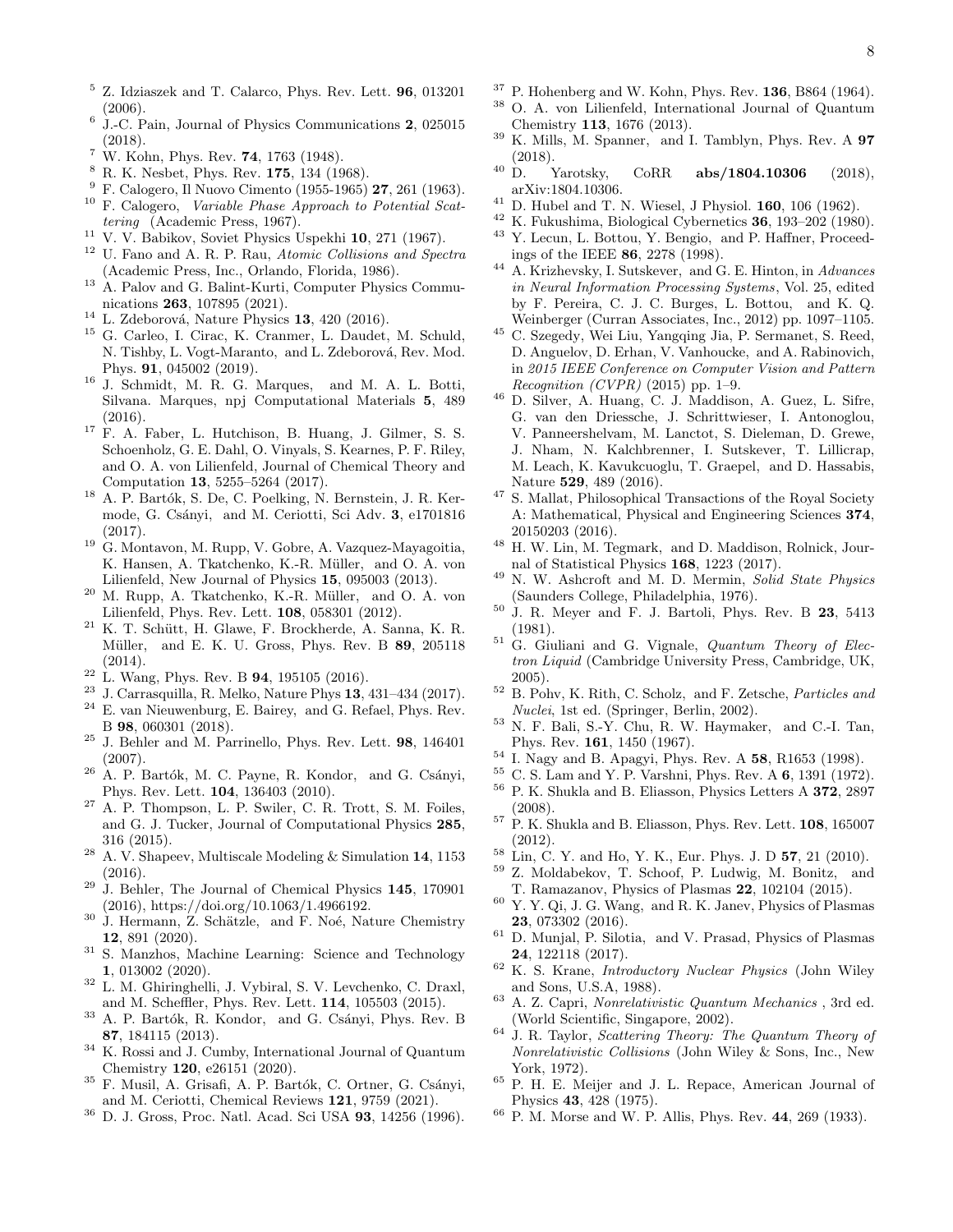[5] Z. Idziaszek and T. Calarco, Phys. Rev. Lett. **96**, 013201 (2006).

[6] J.-C. Pain, Journal of Physics Communications **2**, 025015 (2018).

[7] W. Kohn, Phys. Rev. **74**, 1763 (1948).

[8] R. K. Nesbet, Phys. Rev. **175**, 134 (1968).

[9] F. Calogero, Il Nuovo Cimento (1955-1965) **27**, 261 (1963).

[10] F. Calogero, *Variable Phase Approach to Potential Scattering* (Academic Press, 1967).

[11] V. V. Babikov, Soviet Physics Uspekhi **10**, 271 (1967).

[12] U. Fano and A. R. P. Rau, *Atomic Collisions and Spectra* (Academic Press, Inc., Orlando, Florida, 1986).

[13] A. Palov and G. Balint-Kurti, Computer Physics Communications **263**, 107895 (2021).

[14] L. Zdeborová, Nature Physics **13**, 420 (2016).

[15] G. Carleo, I. Cirac, K. Cranmer, L. Daudet, M. Schuld, N. Tishby, L. Vogt-Maranto, and L. Zdeborová, Rev. Mod. Phys. **91**, 045002 (2019).

[16] J. Schmidt, M. R. G. Marques, and M. A. L. Botti, Silvana. Marques, npj Computational Materials **5**, 489 (2016).

[17] F. A. Faber, L. Hutchison, B. Huang, J. Gilmer, S. S. Schoenholz, G. E. Dahl, O. Vinyals, S. Kearnes, P. F. Riley, and O. A. von Lilienfeld, Journal of Chemical Theory and Computation **13**, 5255–5264 (2017).

[18] A. P. Bartók, S. De, C. Poelking, N. Bernstein, J. R. Kermode, G. Csányi, and M. Ceriotti, Sci Adv. **3**, e1701816 (2017).

[19] G. Montavon, M. Rupp, V. Gobre, A. Vazquez-Mayagoitia, K. Hansen, A. Tkatchenko, K.-R. Müller, and O. A. von Lilienfeld, New Journal of Physics **15**, 095003 (2013).

[20] M. Rupp, A. Tkatchenko, K.-R. Müller, and O. A. von Lilienfeld, Phys. Rev. Lett. **108**, 058301 (2012).

[21] K. T. Schütt, H. Glawe, F. Brockherde, A. Sanna, K. R. Müller, and E. K. U. Gross, Phys. Rev. B **89**, 205118 (2014).

[22] L. Wang, Phys. Rev. B **94**, 195105 (2016).

[23] J. Carrasquilla, R. Melko, Nature Phys **13**, 431–434 (2017).

[24] E. van Nieuwenburg, E. Bairey, and G. Refael, Phys. Rev. B **98**, 060301 (2018).

[25] J. Behler and M. Parrinello, Phys. Rev. Lett. **98**, 146401 (2007).

[26] A. P. Bartók, M. C. Payne, R. Kondor, and G. Csányi, Phys. Rev. Lett. **104**, 136403 (2010).

[27] A. P. Thompson, L. P. Swiler, C. R. Trott, S. M. Foiles, and G. J. Tucker, Journal of Computational Physics **285**, 316 (2015).

[28] A. V. Shapeev, Multiscale Modeling & Simulation **14**, 1153 (2016).

[29] J. Behler, The Journal of Chemical Physics **145**, 170901 (2016), https://doi.org/10.1063/1.4966192.

[30] J. Hermann, Z. Schätzle, and F. Noé, Nature Chemistry **12**, 891 (2020).

[31] S. Manzhos, Machine Learning: Science and Technology **1**, 013002 (2020).

[32] L. M. Ghiringhelli, J. Vybiral, S. V. Levchenko, C. Draxl, and M. Scheffler, Phys. Rev. Lett. **114**, 105503 (2015).

[33] A. P. Bartók, R. Kondor, and G. Csányi, Phys. Rev. B **87**, 184115 (2013).

[34] K. Rossi and J. Cumby, International Journal of Quantum Chemistry **120**, e26151 (2020).

[35] F. Musil, A. Grisafi, A. P. Bartók, C. Ortner, G. Csányi, and M. Ceriotti, Chemical Reviews **121**, 9759 (2021).

[36] D. J. Gross, Proc. Natl. Acad. Sci USA **93**, 14256 (1996).

[37] P. Hohenberg and W. Kohn, Phys. Rev. **136**, B864 (1964).

[38] O. A. von Lilienfeld, International Journal of Quantum Chemistry **113**, 1676 (2013).

[39] K. Mills, M. Spanner, and I. Tamblyn, Phys. Rev. A **97** (2018).

[40] D. Yarotsky, CoRR **abs/1804.10306** (2018), arXiv:1804.10306.

[41] D. Hubel and T. N. Wiesel, J Physiol. **160**, 106 (1962).

[42] K. Fukushima, Biological Cybernetics **36**, 193–202 (1980).

[43] Y. Lecun, L. Bottou, Y. Bengio, and P. Haffner, Proceedings of the IEEE **86**, 2278 (1998).

[44] A. Krizhevsky, I. Sutskever, and G. E. Hinton, in *Advances in Neural Information Processing Systems*, Vol. 25, edited by F. Pereira, C. J. C. Burges, L. Bottou, and K. Q. Weinberger (Curran Associates, Inc., 2012) pp. 1097–1105.

[45] C. Szegedy, Wei Liu, Yangqing Jia, P. Sermanet, S. Reed, D. Anguelov, D. Erhan, V. Vanhoucke, and A. Rabinovich, in *2015 IEEE Conference on Computer Vision and Pattern Recognition (CVPR)* (2015) pp. 1–9.

[46] D. Silver, A. Huang, C. J. Maddison, A. Guez, L. Sifre, G. van den Driessche, J. Schrittwieser, I. Antonoglou, V. Panneershelvam, M. Lanctot, S. Dieleman, D. Grewe, J. Nham, N. Kalchbrenner, I. Sutskever, T. Lillicrap, M. Leach, K. Kavukcuoglu, T. Graepel, and D. Hassabis, Nature **529**, 489 (2016).

[47] S. Mallat, Philosophical Transactions of the Royal Society A: Mathematical, Physical and Engineering Sciences **374**, 20150203 (2016).

[48] H. W. Lin, M. Tegmark, and D. Maddison, Rolnick, Journal of Statistical Physics **168**, 1223 (2017).

[49] N. W. Ashcroft and M. D. Mermin, *Solid State Physics* (Saunders College, Philadelphia, 1976).

[50] J. R. Meyer and F. J. Bartoli, Phys. Rev. B **23**, 5413 (1981).

[51] G. Giuliani and G. Vignale, *Quantum Theory of Electron Liquid* (Cambridge University Press, Cambridge, UK, 2005).

[52] B. Pohv, K. Rith, C. Scholz, and F. Zetsche, *Particles and Nuclei*, 1st ed. (Springer, Berlin, 2002).

[53] N. F. Bali, S.-Y. Chu, R. W. Haymaker, and C.-I. Tan, Phys. Rev. **161**, 1450 (1967).

[54] I. Nagy and B. Apagyi, Phys. Rev. A **58**, R1653 (1998).

[55] C. S. Lam and Y. P. Varshni, Phys. Rev. A **6**, 1391 (1972).

[56] P. K. Shukla and B. Eliasson, Physics Letters A **372**, 2897 (2008).

[57] P. K. Shukla and B. Eliasson, Phys. Rev. Lett. **108**, 165007 (2012).

[58] Lin, C. Y. and Ho, Y. K., Eur. Phys. J. D **57**, 21 (2010).

[59] Z. Moldabekov, T. Schoof, P. Ludwig, M. Bonitz, and T. Ramazanov, Physics of Plasmas **22**, 102104 (2015).

[60] Y. Y. Qi, J. G. Wang, and R. K. Janev, Physics of Plasmas **23**, 073302 (2016).

[61] D. Munjal, P. Silotia, and V. Prasad, Physics of Plasmas **24**, 122118 (2017).

[62] K. S. Krane, *Introductory Nuclear Physics* (John Wiley and Sons, U.S.A, 1988).

[63] A. Z. Capri, *Nonrelativistic Quantum Mechanics* , 3rd ed. (World Scientific, Singapore, 2002).

[64] J. R. Taylor, *Scattering Theory: The Quantum Theory of Nonrelativistic Collisions* (John Wiley & Sons, Inc., New York, 1972).

[65] P. H. E. Meijer and J. L. Repace, American Journal of Physics **43**, 428 (1975).

[66] P. M. Morse and W. P. Allis, Phys. Rev. **44**, 269 (1933).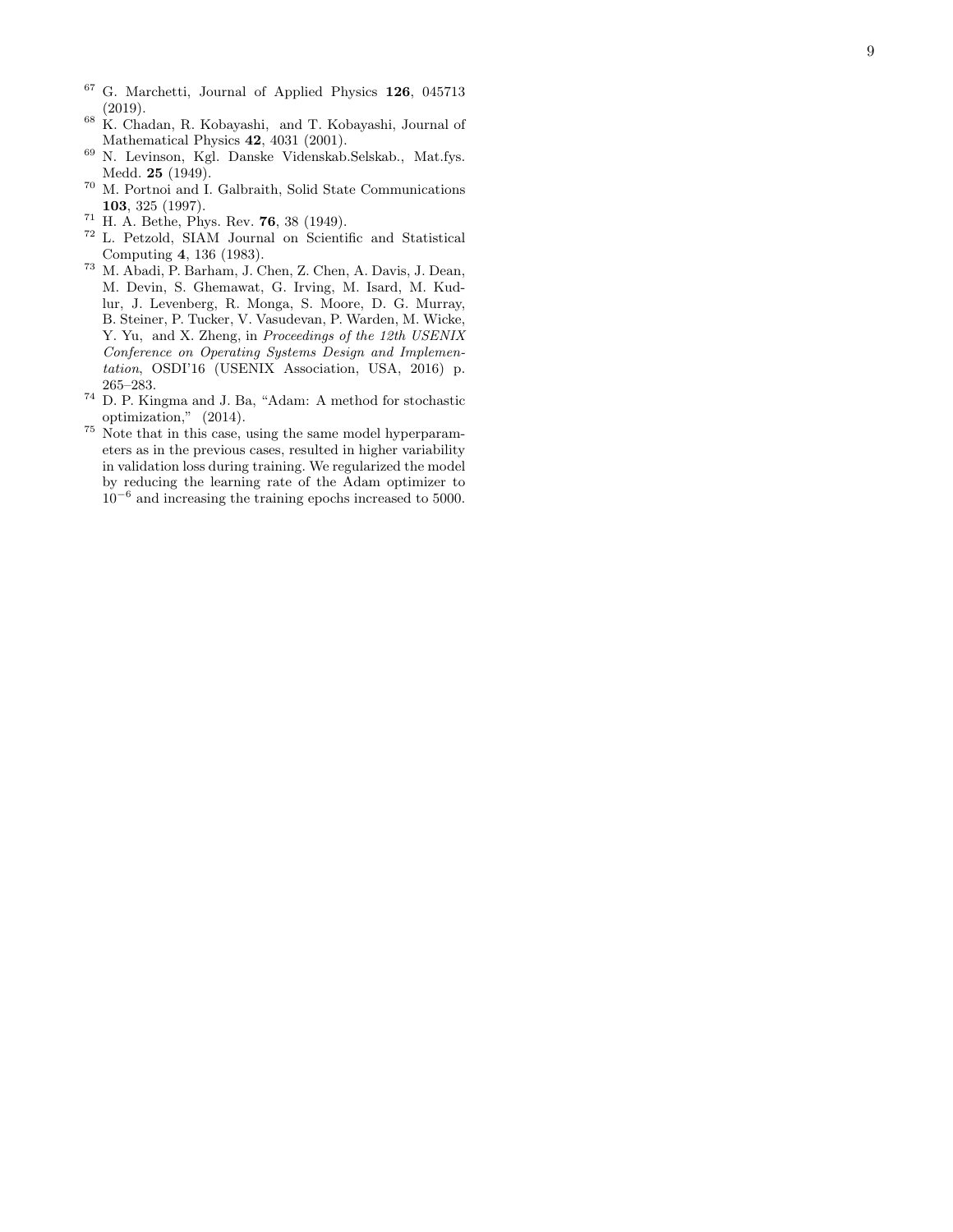[67] G. Marchetti, Journal of Applied Physics **126**, 045713 (2019).

[68] K. Chadan, R. Kobayashi, and T. Kobayashi, Journal of Mathematical Physics **42**, 4031 (2001).

[69] N. Levinson, Kgl. Danske Videnskab.Selskab., Mat.fys. Medd. **25** (1949).

[70] M. Portnoi and I. Galbraith, Solid State Communications **103**, 325 (1997).

[71] H. A. Bethe, Phys. Rev. **76**, 38 (1949).

[72] L. Petzold, SIAM Journal on Scientific and Statistical Computing **4**, 136 (1983).

[73] M. Abadi, P. Barham, J. Chen, Z. Chen, A. Davis, J. Dean, M. Devin, S. Ghemawat, G. Irving, M. Isard, M. Kudlur, J. Levenberg, R. Monga, S. Moore, D. G. Murray, B. Steiner, P. Tucker, V. Vasudevan, P. Warden, M. Wicke, Y. Yu, and X. Zheng, in *Proceedings of the 12th USENIX Conference on Operating Systems Design and Implementation*, OSDI'16 (USENIX Association, USA, 2016) p. 265–283.

[74] D. P. Kingma and J. Ba, "Adam: A method for stochastic optimization," (2014).

[75] Note that in this case, using the same model hyperparameters as in the previous cases, resulted in higher variability in validation loss during training. We regularized the model by reducing the learning rate of the Adam optimizer to $10^{-6}$ and increasing the training epochs increased to 5000.